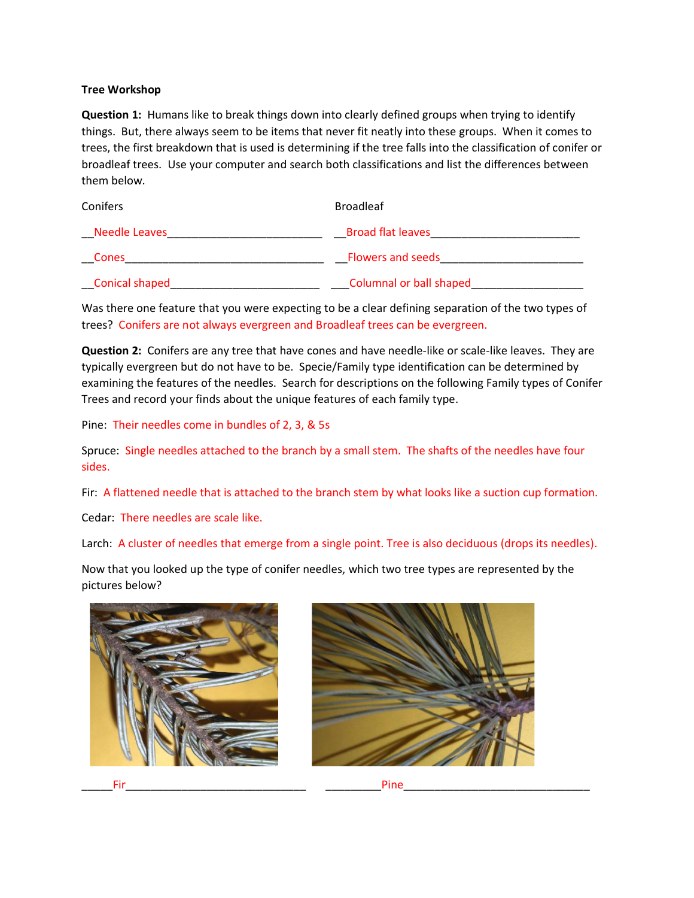**Tree Workshop**

**Question 1:** Humans like to break things down into clearly defined groups when trying to identify things. But, there always seem to be items that never fit neatly into these groups. When it comes to trees, the first breakdown that is used is determining if the tree falls into the classification of conifer or broadleaf trees. Use your computer and search both classifications and list the differences between them below.

| Conifers | Broadleaf |
|---|---|
| Needle Leaves | Broad flat leaves |
| Cones | Flowers and seeds |
| Conical shaped | Columnal or ball shaped |

Was there one feature that you were expecting to be a clear defining separation of the two types of trees? Conifers are not always evergreen and Broadleaf trees can be evergreen.

**Question 2:** Conifers are any tree that have cones and have needle-like or scale-like leaves. They are typically evergreen but do not have to be. Specie/Family type identification can be determined by examining the features of the needles. Search for descriptions on the following Family types of Conifer Trees and record your finds about the unique features of each family type.

Pine: Their needles come in bundles of 2, 3, & 5s

Spruce: Single needles attached to the branch by a small stem. The shafts of the needles have four sides.

Fir: A flattened needle that is attached to the branch stem by what looks like a suction cup formation.

Cedar: There needles are scale like.

Larch: A cluster of needles that emerge from a single point. Tree is also deciduous (drops its needles).

Now that you looked up the type of conifer needles, which two tree types are represented by the pictures below?

Fir

Pine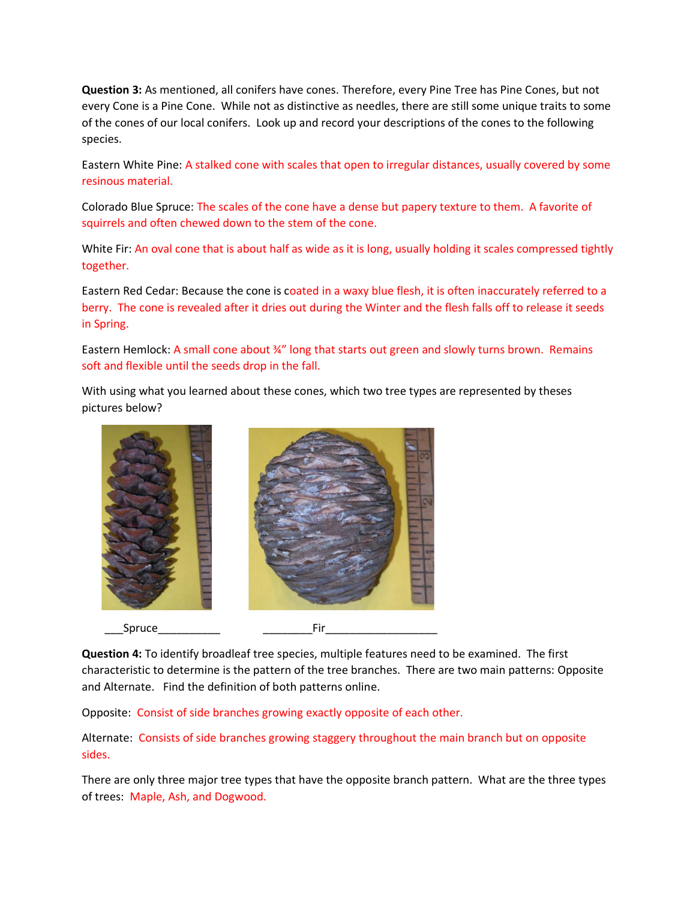**Question 3:** As mentioned, all conifers have cones. Therefore, every Pine Tree has Pine Cones, but not every Cone is a Pine Cone. While not as distinctive as needles, there are still some unique traits to some of the cones of our local conifers. Look up and record your descriptions of the cones to the following species.

Eastern White Pine: A stalked cone with scales that open to irregular distances, usually covered by some resinous material.

Colorado Blue Spruce: The scales of the cone have a dense but papery texture to them. A favorite of squirrels and often chewed down to the stem of the cone.

White Fir: An oval cone that is about half as wide as it is long, usually holding it scales compressed tightly together.

Eastern Red Cedar: Because the cone is coated in a waxy blue flesh, it is often inaccurately referred to a berry. The cone is revealed after it dries out during the Winter and the flesh falls off to release it seeds in Spring.

Eastern Hemlock: A small cone about ¾" long that starts out green and slowly turns brown. Remains soft and flexible until the seeds drop in the fall.

With using what you learned about these cones, which two tree types are represented by theses pictures below?

___Spruce__________ ________Fir__________________

**Question 4:** To identify broadleaf tree species, multiple features need to be examined. The first characteristic to determine is the pattern of the tree branches. There are two main patterns: Opposite and Alternate. Find the definition of both patterns online.

Opposite: Consist of side branches growing exactly opposite of each other.

Alternate: Consists of side branches growing staggery throughout the main branch but on opposite sides.

There are only three major tree types that have the opposite branch pattern. What are the three types of trees: Maple, Ash, and Dogwood.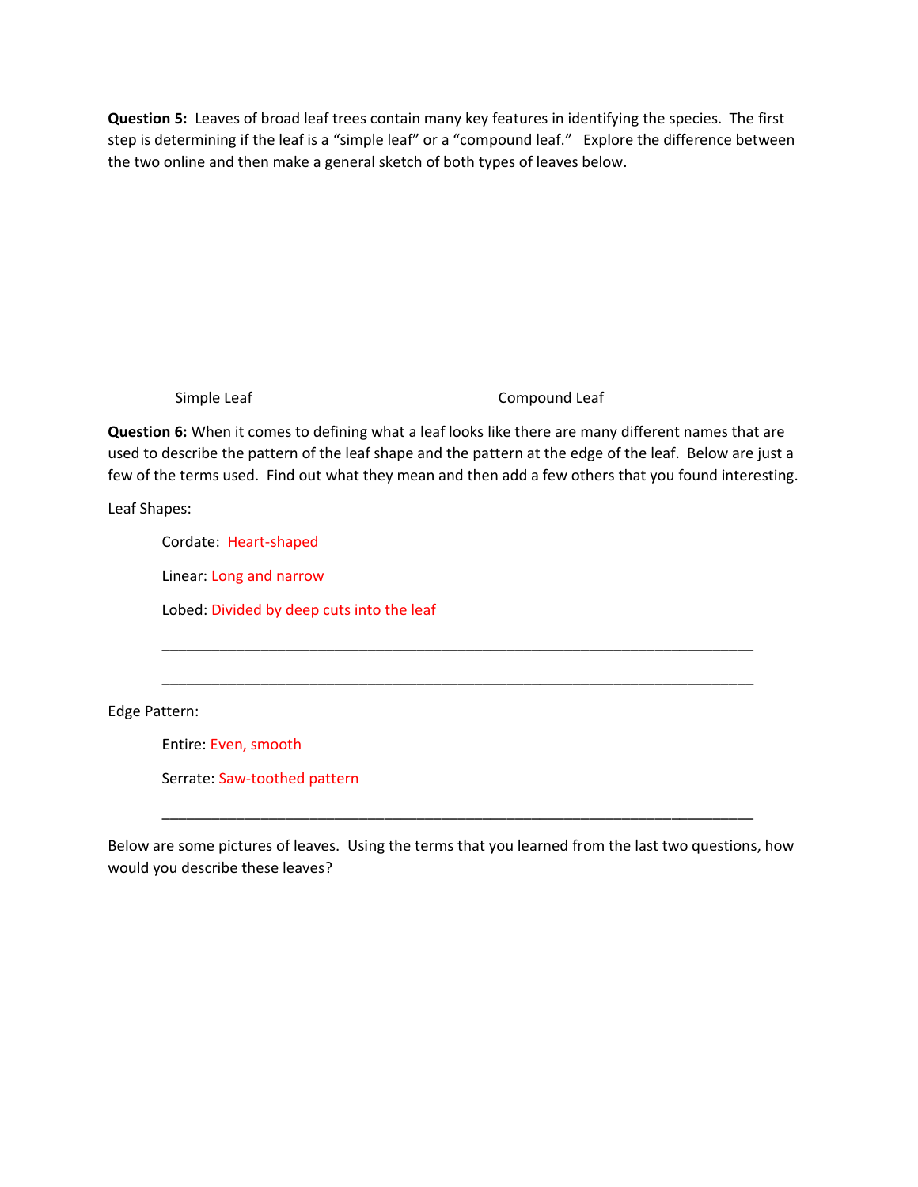**Question 5:** Leaves of broad leaf trees contain many key features in identifying the species. The first step is determining if the leaf is a "simple leaf" or a "compound leaf." Explore the difference between the two online and then make a general sketch of both types of leaves below.

Simple Leaf Compound Leaf

**Question 6:** When it comes to defining what a leaf looks like there are many different names that are used to describe the pattern of the leaf shape and the pattern at the edge of the leaf. Below are just a few of the terms used. Find out what they mean and then add a few others that you found interesting.

Leaf Shapes:

Cordate: Heart-shaped

Linear: Long and narrow

Lobed: Divided by deep cuts into the leaf

\_\_\_\_\_\_\_\_\_\_\_\_\_\_\_\_\_\_\_\_\_\_\_\_\_\_\_\_\_\_\_\_\_\_\_\_\_\_\_\_\_\_\_\_\_\_\_\_\_\_\_\_\_\_\_\_\_\_\_\_\_\_\_\_\_\_\_\_

\_\_\_\_\_\_\_\_\_\_\_\_\_\_\_\_\_\_\_\_\_\_\_\_\_\_\_\_\_\_\_\_\_\_\_\_\_\_\_\_\_\_\_\_\_\_\_\_\_\_\_\_\_\_\_\_\_\_\_\_\_\_\_\_\_\_\_\_

Edge Pattern:

Entire: Even, smooth

Serrate: Saw-toothed pattern

\_\_\_\_\_\_\_\_\_\_\_\_\_\_\_\_\_\_\_\_\_\_\_\_\_\_\_\_\_\_\_\_\_\_\_\_\_\_\_\_\_\_\_\_\_\_\_\_\_\_\_\_\_\_\_\_\_\_\_\_\_\_\_\_\_\_\_\_

Below are some pictures of leaves. Using the terms that you learned from the last two questions, how would you describe these leaves?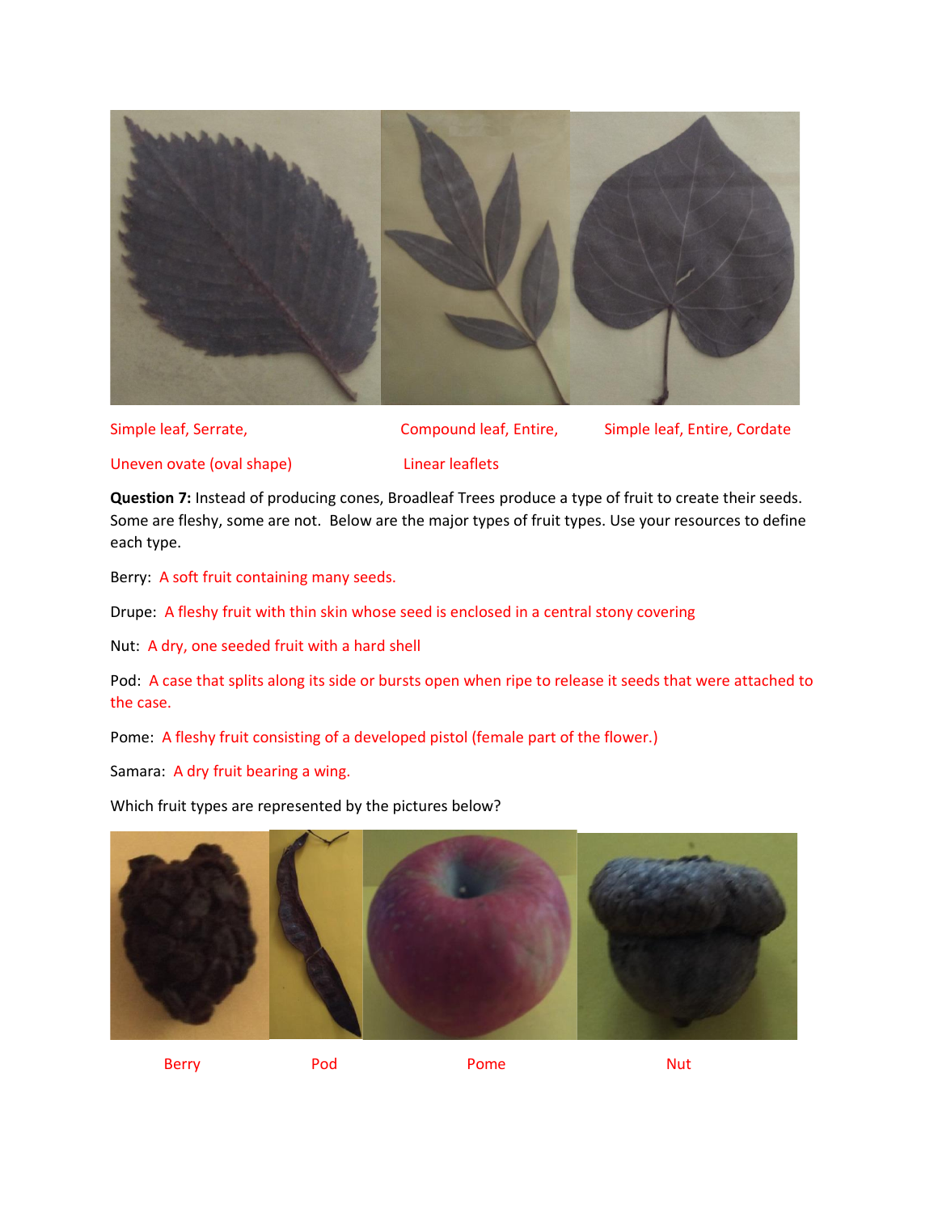Simple leaf, Serrate, Uneven ovate (oval shape)

Compound leaf, Entire, Linear leaflets

Simple leaf, Entire, Cordate

**Question 7:** Instead of producing cones, Broadleaf Trees produce a type of fruit to create their seeds. Some are fleshy, some are not. Below are the major types of fruit types. Use your resources to define each type.

Berry: A soft fruit containing many seeds.

Drupe: A fleshy fruit with thin skin whose seed is enclosed in a central stony covering

Nut: A dry, one seeded fruit with a hard shell

Pod: A case that splits along its side or bursts open when ripe to release it seeds that were attached to the case.

Pome: A fleshy fruit consisting of a developed pistol (female part of the flower.)

Samara: A dry fruit bearing a wing.

Which fruit types are represented by the pictures below?

Berry

Pod

Pome

Nut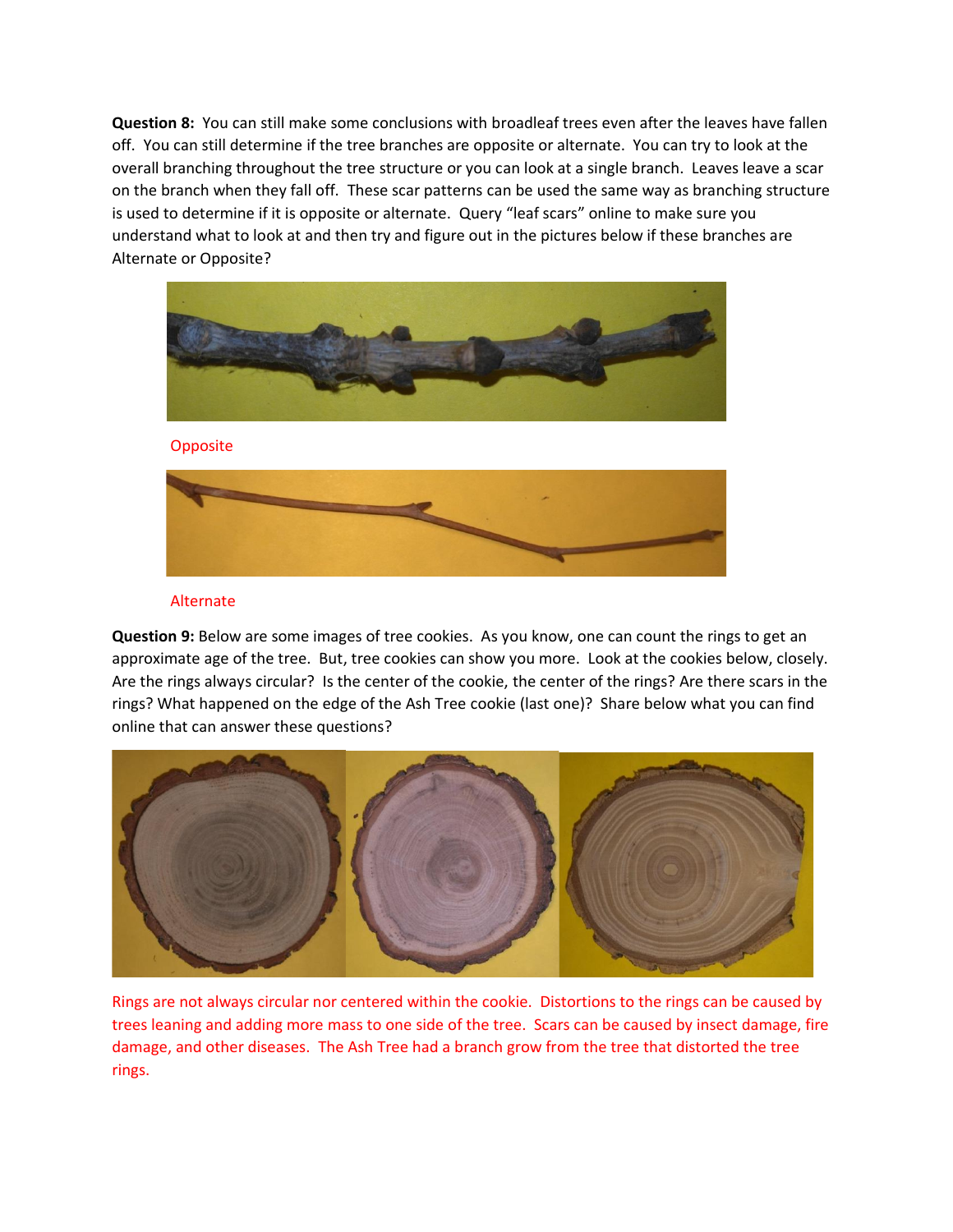**Question 8:** You can still make some conclusions with broadleaf trees even after the leaves have fallen off. You can still determine if the tree branches are opposite or alternate. You can try to look at the overall branching throughout the tree structure or you can look at a single branch. Leaves leave a scar on the branch when they fall off. These scar patterns can be used the same way as branching structure is used to determine if it is opposite or alternate. Query “leaf scars” online to make sure you understand what to look at and then try and figure out in the pictures below if these branches are Alternate or Opposite?

Opposite

Alternate

**Question 9:** Below are some images of tree cookies. As you know, one can count the rings to get an approximate age of the tree. But, tree cookies can show you more. Look at the cookies below, closely. Are the rings always circular? Is the center of the cookie, the center of the rings? Are there scars in the rings? What happened on the edge of the Ash Tree cookie (last one)? Share below what you can find online that can answer these questions?

Rings are not always circular nor centered within the cookie. Distortions to the rings can be caused by trees leaning and adding more mass to one side of the tree. Scars can be caused by insect damage, fire damage, and other diseases. The Ash Tree had a branch grow from the tree that distorted the tree rings.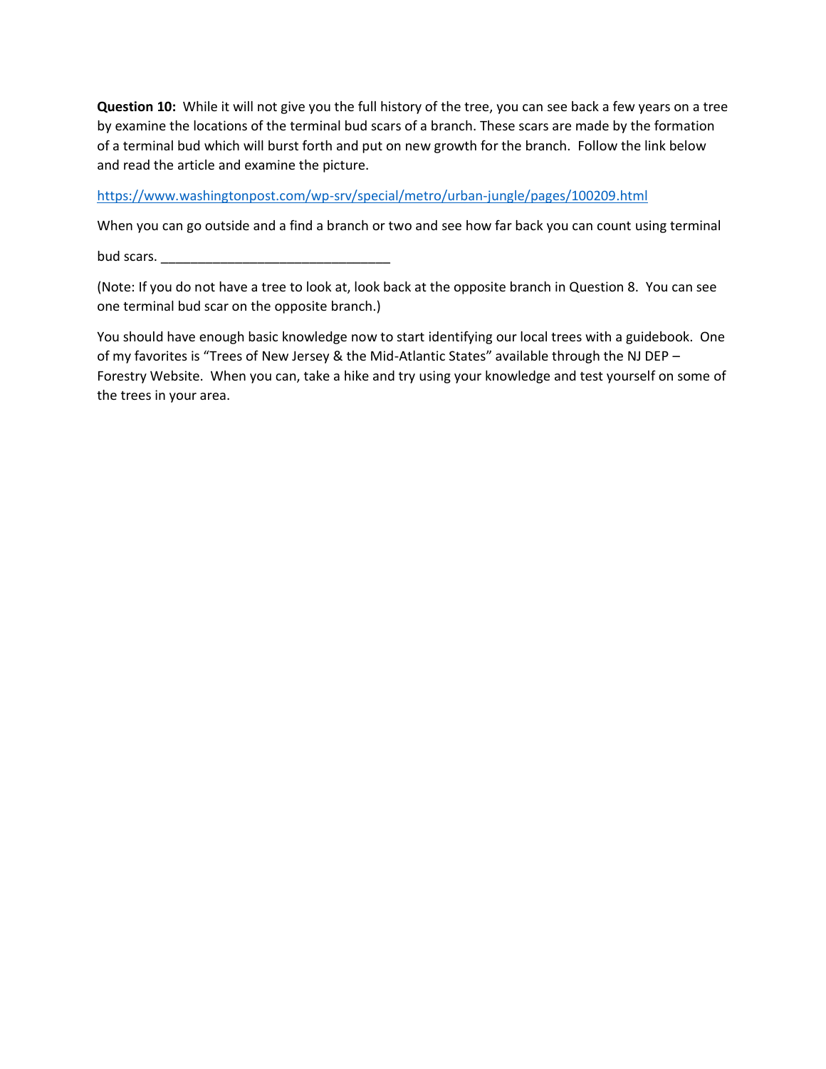**Question 10:** While it will not give you the full history of the tree, you can see back a few years on a tree by examine the locations of the terminal bud scars of a branch. These scars are made by the formation of a terminal bud which will burst forth and put on new growth for the branch. Follow the link below and read the article and examine the picture.

https://www.washingtonpost.com/wp-srv/special/metro/urban-jungle/pages/100209.html

When you can go outside and a find a branch or two and see how far back you can count using terminal bud scars. ______________________________

(Note: If you do not have a tree to look at, look back at the opposite branch in Question 8. You can see one terminal bud scar on the opposite branch.)

You should have enough basic knowledge now to start identifying our local trees with a guidebook. One of my favorites is "Trees of New Jersey & the Mid-Atlantic States" available through the NJ DEP – Forestry Website. When you can, take a hike and try using your knowledge and test yourself on some of the trees in your area.